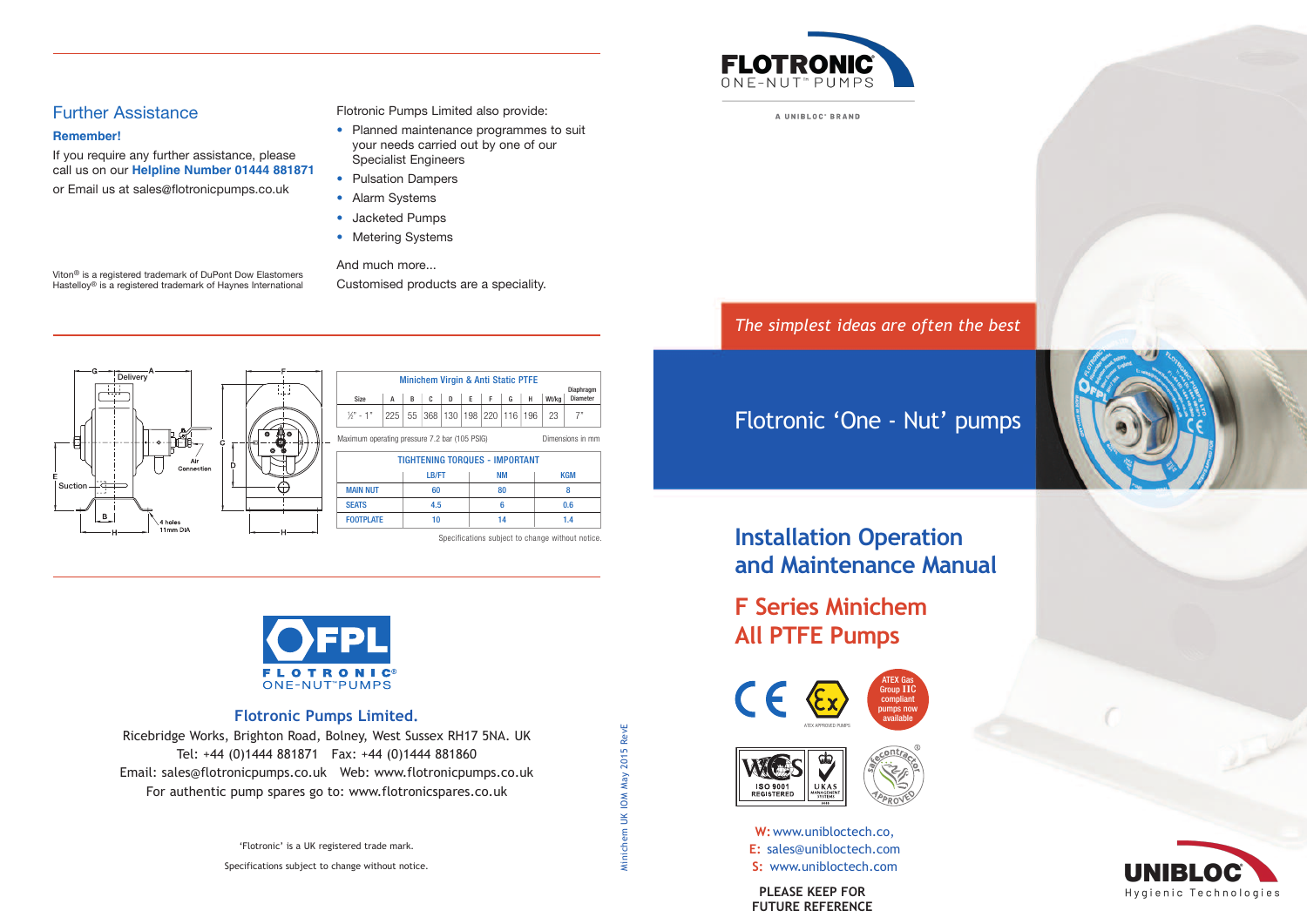## Further Assistance

**Remember!**

If you require any further assistance, please call us on our **Helpline Number 01444 881871**

or Email us at sales@flotronicpumps.co.uk

Viton® is a registered trademark of DuPont Dow Elastomers
Hastelloy® is a registered trademark of Haynes International

Flotronic Pumps Limited also provide:

- Planned maintenance programmes to suit your needs carried out by one of our Specialist Engineers
- Pulsation Dampers
- Alarm Systems
- Jacketed Pumps
- Metering Systems

And much more...

Customised products are a speciality.

**Minichem Virgin & Anti Static PTFE**

| Size | A | B | C | D | E | F | G | H | Wt/kg | Diaphragm Diameter |
|---|---|---|---|---|---|---|---|---|---|---|
| ½" - 1" | 225 | 55 | 368 | 130 | 198 | 220 | 116 | 196 | 23 | 7" |

Maximum operating pressure 7.2 bar (105 PSIG) — Dimensions in mm

**TIGHTENING TORQUES - IMPORTANT**

| | LB/FT | NM | KGM |
|---|---|---|---|
| MAIN NUT | 60 | 80 | 8 |
| SEATS | 4.5 | 6 | 0.6 |
| FOOTPLATE | 10 | 14 | 1.4 |

Specifications subject to change without notice.

FPL FLOTRONIC® ONE-NUT™ PUMPS

### Flotronic Pumps Limited.

Ricebridge Works, Brighton Road, Bolney, West Sussex RH17 5NA. UK
Tel: +44 (0)1444 881871 Fax: +44 (0)1444 881860
Email: sales@flotronicpumps.co.uk Web: www.flotronicpumps.co.uk
For authentic pump spares go to: www.flotronicspares.co.uk

'Flotronic' is a UK registered trade mark.

Specifications subject to change without notice.

Minichem UK IOM May 2015 RevE

FLOTRONIC ONE-NUT™ PUMPS

A UNIBLOC® BRAND

*The simplest ideas are often the best*

# Flotronic 'One - Nut' pumps

## Installation Operation and Maintenance Manual

## F Series Minichem All PTFE Pumps

ATEX APPROVED PUMPS

ATEX Gas Group IIC compliant pumps now available

ISO 9001 REGISTERED — UKAS MANAGEMENT SYSTEMS

safecontractor APPROVED

**W:** www.uniblocteeh.co,
**E:** sales@unibloctech.com
**S:** www.unibloctech.com

**PLEASE KEEP FOR FUTURE REFERENCE**

UNIBLOC Hygienic Technologies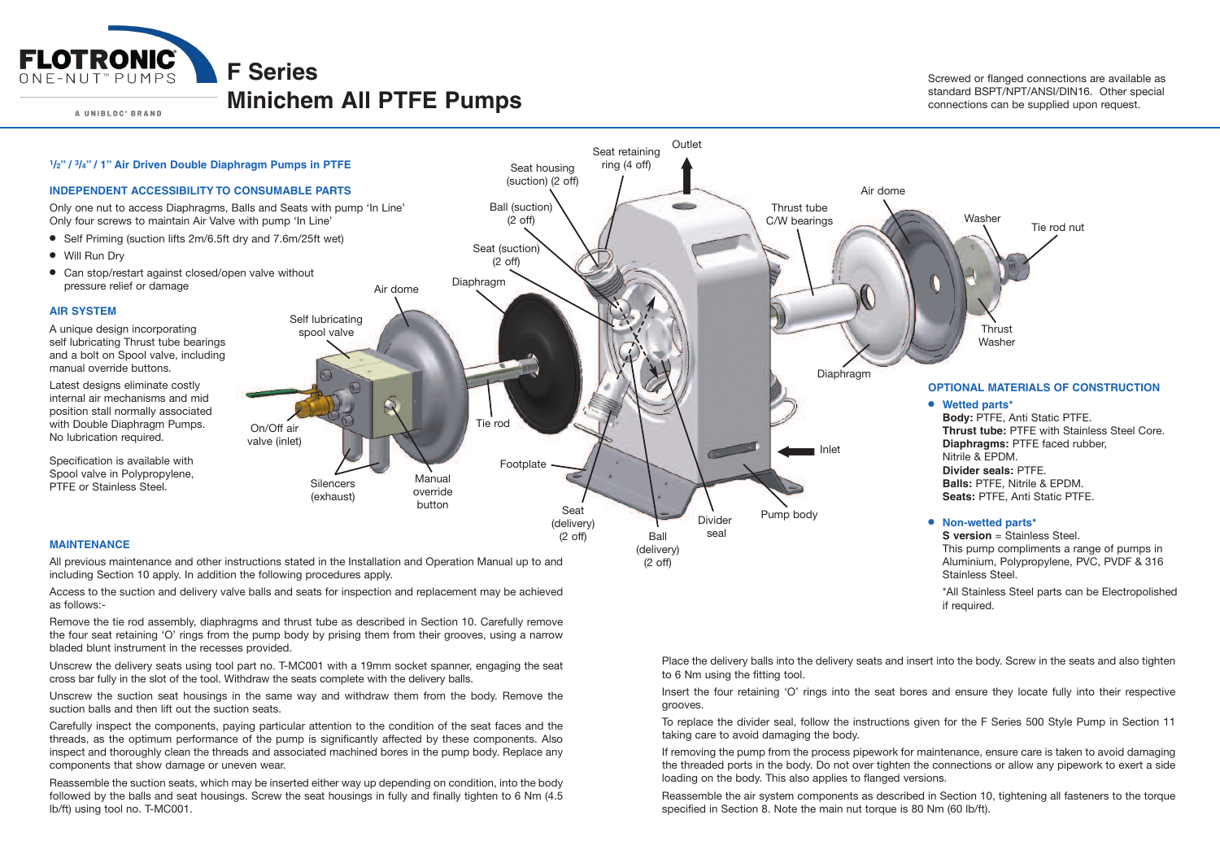# F Series
# Minichem All PTFE Pumps

Screwed or flanged connections are available as standard BSPT/NPT/ANSI/DIN16. Other special connections can be supplied upon request.

### ½" / ¾" / 1" Air Driven Double Diaphragm Pumps in PTFE

### INDEPENDENT ACCESSIBILITY TO CONSUMABLE PARTS

Only one nut to access Diaphragms, Balls and Seats with pump 'In Line'
Only four screws to maintain Air Valve with pump 'In Line'

- Self Priming (suction lifts 2m/6.5ft dry and 7.6m/25ft wet)
- Will Run Dry
- Can stop/restart against closed/open valve without pressure relief or damage

### AIR SYSTEM

A unique design incorporating self lubricating Thrust tube bearings and a bolt on Spool valve, including manual override buttons.

Latest designs eliminate costly internal air mechanisms and mid position stall normally associated with Double Diaphragm Pumps. No lubrication required.

Specification is available with Spool valve in Polypropylene, PTFE or Stainless Steel.

Seat housing (suction) (2 off) · Seat retaining ring (4 off) · Outlet · Ball (suction) (2 off) · Seat (suction) (2 off) · Diaphragm · Air dome · Self lubricating spool valve · On/Off air valve (inlet) · Silencers (exhaust) · Manual override button · Tie rod · Footplate · Seat (delivery) (2 off) · Ball (delivery) (2 off) · Divider seal · Pump body · Inlet · Diaphragm · Thrust tube C/W bearings · Air dome · Washer · Tie rod nut · Thrust Washer

### OPTIONAL MATERIALS OF CONSTRUCTION

- **Wetted parts***
  **Body:** PTFE, Anti Static PTFE.
  **Thrust tube:** PTFE with Stainless Steel Core.
  **Diaphragms:** PTFE faced rubber, Nitrile & EPDM.
  **Divider seals:** PTFE.
  **Balls:** PTFE, Nitrile & EPDM.
  **Seats:** PTFE, Anti Static PTFE.
- **Non-wetted parts***
  **S version** = Stainless Steel.
  This pump compliments a range of pumps in Aluminium, Polypropylene, PVC, PVDF & 316 Stainless Steel.

  *All Stainless Steel parts can be Electropolished if required.

### MAINTENANCE

All previous maintenance and other instructions stated in the Installation and Operation Manual up to and including Section 10 apply. In addition the following procedures apply.

Access to the suction and delivery valve balls and seats for inspection and replacement may be achieved as follows:-

Remove the tie rod assembly, diaphragms and thrust tube as described in Section 10. Carefully remove the four seat retaining 'O' rings from the pump body by prising them from their grooves, using a narrow bladed blunt instrument in the recesses provided.

Unscrew the delivery seats using tool part no. T-MC001 with a 19mm socket spanner, engaging the seat cross bar fully in the slot of the tool. Withdraw the seats complete with the delivery balls.

Unscrew the suction seat housings in the same way and withdraw them from the body. Remove the suction balls and then lift out the suction seats.

Carefully inspect the components, paying particular attention to the condition of the seat faces and the threads, as the optimum performance of the pump is significantly affected by these components. Also inspect and thoroughly clean the threads and associated machined bores in the pump body. Replace any components that show damage or uneven wear.

Reassemble the suction seats, which may be inserted either way up depending on condition, into the body followed by the balls and seat housings. Screw the seat housings in fully and finally tighten to 6 Nm (4.5 lb/ft) using tool no. T-MC001.

Place the delivery balls into the delivery seats and insert into the body. Screw in the seats and also tighten to 6 Nm using the fitting tool.

Insert the four retaining 'O' rings into the seat bores and ensure they locate fully into their respective grooves.

To replace the divider seal, follow the instructions given for the F Series 500 Style Pump in Section 11 taking care to avoid damaging the body.

If removing the pump from the process pipework for maintenance, ensure care is taken to avoid damaging the threaded ports in the body. Do not over tighten the connections or allow any pipework to exert a side loading on the body. This also applies to flanged versions.

Reassemble the air system components as described in Section 10, tightening all fasteners to the torque specified in Section 8. Note the main nut torque is 80 Nm (60 lb/ft).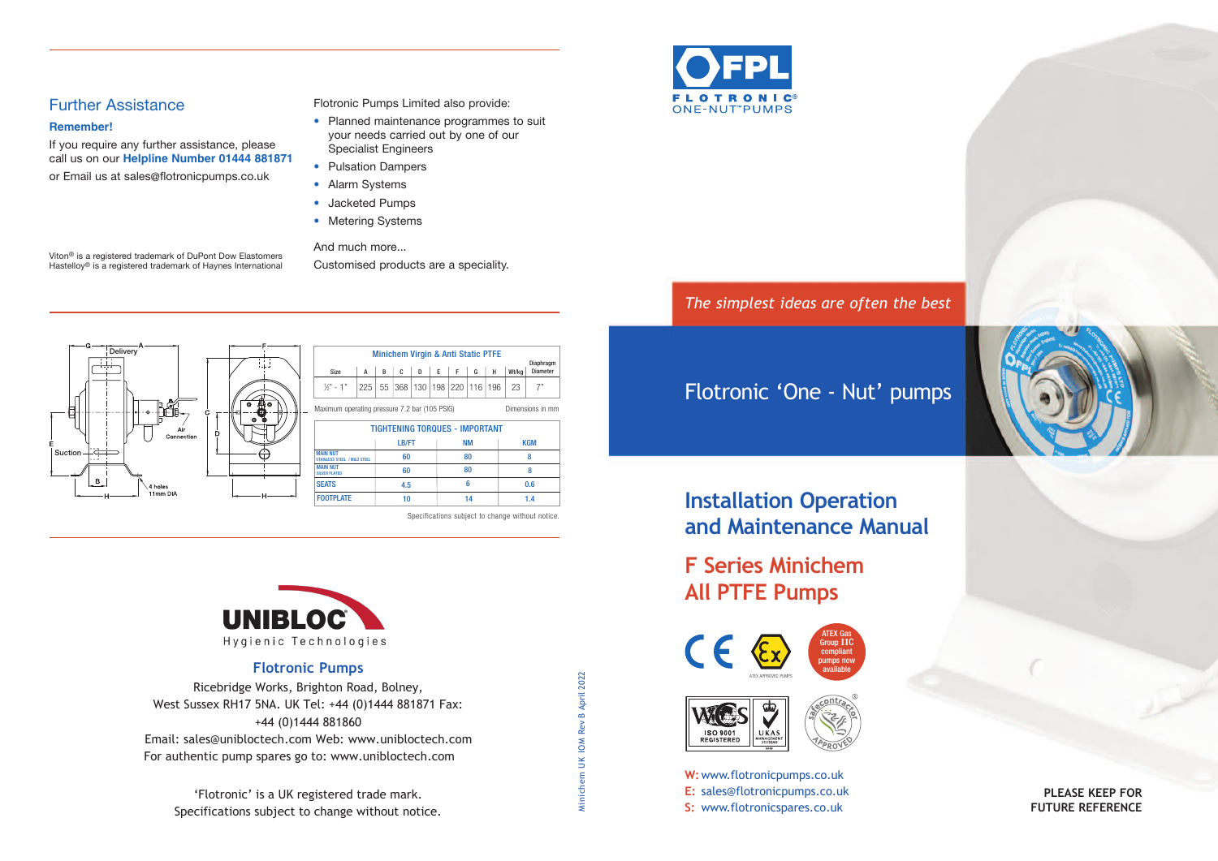## Further Assistance

**Remember!**

If you require any further assistance, please call us on our **Helpline Number 01444 881871**

or Email us at sales@flotronicpumps.co.uk

Viton® is a registered trademark of DuPont Dow Elastomers
Hastelloy® is a registered trademark of Haynes International

Flotronic Pumps Limited also provide:

- Planned maintenance programmes to suit your needs carried out by one of our Specialist Engineers
- Pulsation Dampers
- Alarm Systems
- Jacketed Pumps
- Metering Systems

And much more...

Customised products are a speciality.

Delivery
A
G
F
C
D
E
Suction
Air Connection
B
H
4 holes 11mm DIA
H

| Minichem Virgin & Anti Static PTFE | | | | | | | | | | |
|---|---|---|---|---|---|---|---|---|---|---|
| Size | A | B | C | D | E | F | G | H | Wt/kg | Diaphragm Diameter |
| ½" - 1" | 225 | 55 | 368 | 130 | 198 | 220 | 116 | 196 | 23 | 7" |

Maximum operating pressure 7.2 bar (105 PSIG) Dimensions in mm

| TIGHTENING TORQUES - IMPORTANT | LB/FT | NM | KGM |
|---|---|---|---|
| MAIN NUT STAINLESS STEEL / MILD STEEL | 60 | 80 | 8 |
| MAIN NUT SILVER PLATED | 60 | 80 | 8 |
| SEATS | 4.5 | 6 | 0.6 |
| FOOTPLATE | 10 | 14 | 1.4 |

Specifications subject to change without notice.

UNIBLOC®
Hygienic Technologies

### Flotronic Pumps

Ricebridge Works, Brighton Road, Bolney,
West Sussex RH17 5NA. UK Tel: +44 (0)1444 881871 Fax: +44 (0)1444 881860
Email: sales@unibloctech.com Web: www.unibloctech.com
For authentic pump spares go to: www.unibloctech.com

'Flotronic' is a UK registered trade mark.
Specifications subject to change without notice.

Minichem UK IOM Rev B April 2022

FPL FLOTRONIC® ONE-NUT™PUMPS

*The simplest ideas are often the best*

# Flotronic 'One - Nut' pumps

## Installation Operation and Maintenance Manual

## F Series Minichem All PTFE Pumps

ATEX APPROVED PUMPS

ATEX Gas Group IIC compliant pumps now available

ISO 9001 REGISTERED
UKAS MANAGEMENT SYSTEMS

safecontractor APPROVED

**W:** www.flotronicpumps.co.uk
**E:** sales@flotronicpumps.co.uk
**S:** www.flotronicspares.co.uk

**PLEASE KEEP FOR FUTURE REFERENCE**